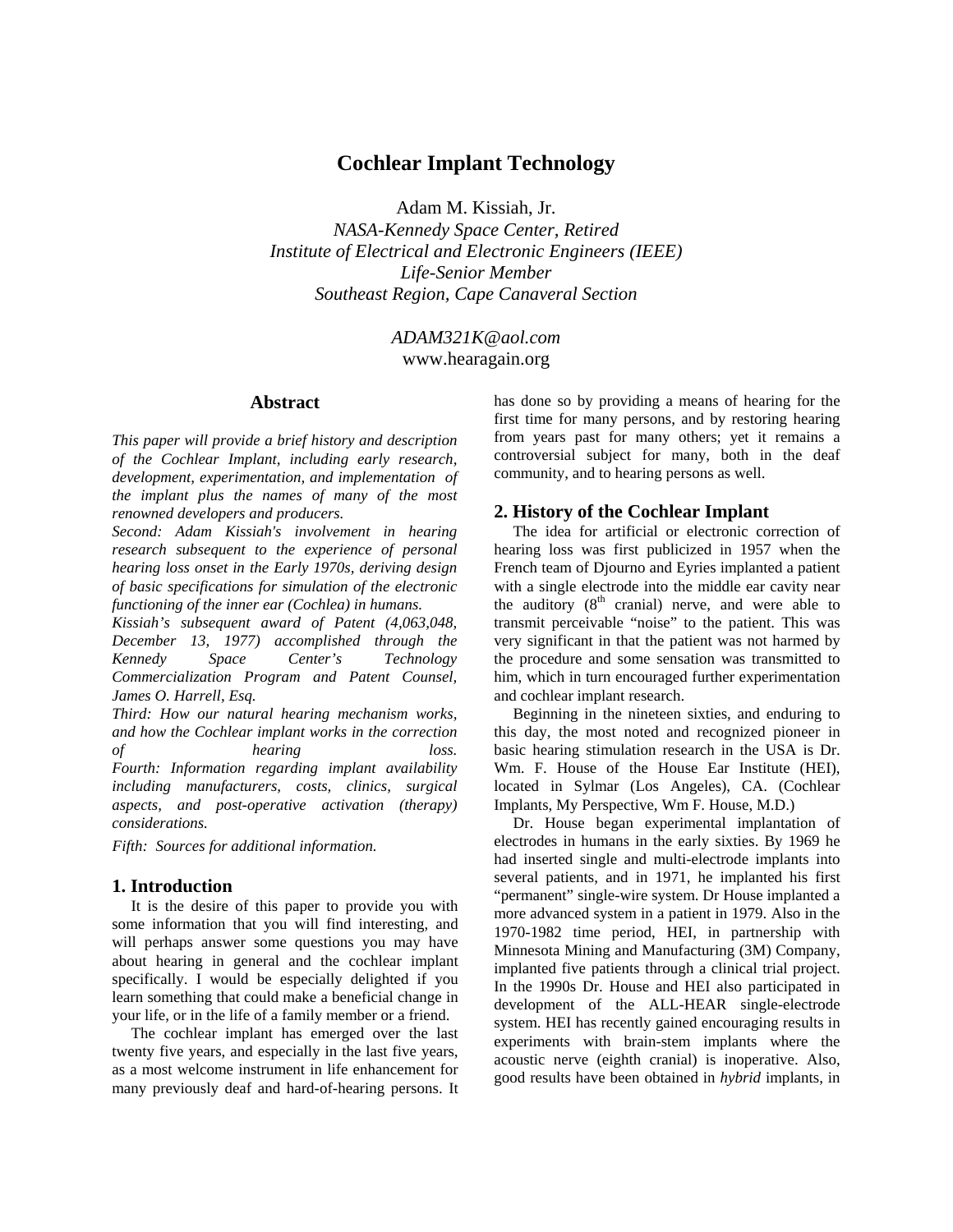# Cochlear Implant Technology

Adam M. Kissiah, Jr.
*NASA-Kennedy Space Center, Retired*
*Institute of Electrical and Electronic Engineers (IEEE)*
*Life-Senior Member*
*Southeast Region, Cape Canaveral Section*

*ADAM321K@aol.com*
www.hearagain.org

## Abstract

*This paper will provide a brief history and description of the Cochlear Implant, including early research, development, experimentation, and implementation of the implant plus the names of many of the most renowned developers and producers.*
*Second: Adam Kissiah's involvement in hearing research subsequent to the experience of personal hearing loss onset in the Early 1970s, deriving design of basic specifications for simulation of the electronic functioning of the inner ear (Cochlea) in humans.*
*Kissiah's subsequent award of Patent (4,063,048, December 13, 1977) accomplished through the Kennedy Space Center's Technology Commercialization Program and Patent Counsel, James O. Harrell, Esq.*
*Third: How our natural hearing mechanism works, and how the Cochlear implant works in the correction of hearing loss.*
*Fourth: Information regarding implant availability including manufacturers, costs, clinics, surgical aspects, and post-operative activation (therapy) considerations.*

*Fifth: Sources for additional information.*

## 1. Introduction

It is the desire of this paper to provide you with some information that you will find interesting, and will perhaps answer some questions you may have about hearing in general and the cochlear implant specifically. I would be especially delighted if you learn something that could make a beneficial change in your life, or in the life of a family member or a friend.

The cochlear implant has emerged over the last twenty five years, and especially in the last five years, as a most welcome instrument in life enhancement for many previously deaf and hard-of-hearing persons. It has done so by providing a means of hearing for the first time for many persons, and by restoring hearing from years past for many others; yet it remains a controversial subject for many, both in the deaf community, and to hearing persons as well.

## 2. History of the Cochlear Implant

The idea for artificial or electronic correction of hearing loss was first publicized in 1957 when the French team of Djourno and Eyries implanted a patient with a single electrode into the middle ear cavity near the auditory (8th cranial) nerve, and were able to transmit perceivable "noise" to the patient. This was very significant in that the patient was not harmed by the procedure and some sensation was transmitted to him, which in turn encouraged further experimentation and cochlear implant research.

Beginning in the nineteen sixties, and enduring to this day, the most noted and recognized pioneer in basic hearing stimulation research in the USA is Dr. Wm. F. House of the House Ear Institute (HEI), located in Sylmar (Los Angeles), CA. (Cochlear Implants, My Perspective, Wm F. House, M.D.)

Dr. House began experimental implantation of electrodes in humans in the early sixties. By 1969 he had inserted single and multi-electrode implants into several patients, and in 1971, he implanted his first "permanent" single-wire system. Dr House implanted a more advanced system in a patient in 1979. Also in the 1970-1982 time period, HEI, in partnership with Minnesota Mining and Manufacturing (3M) Company, implanted five patients through a clinical trial project. In the 1990s Dr. House and HEI also participated in development of the ALL-HEAR single-electrode system. HEI has recently gained encouraging results in experiments with brain-stem implants where the acoustic nerve (eighth cranial) is inoperative. Also, good results have been obtained in *hybrid* implants, in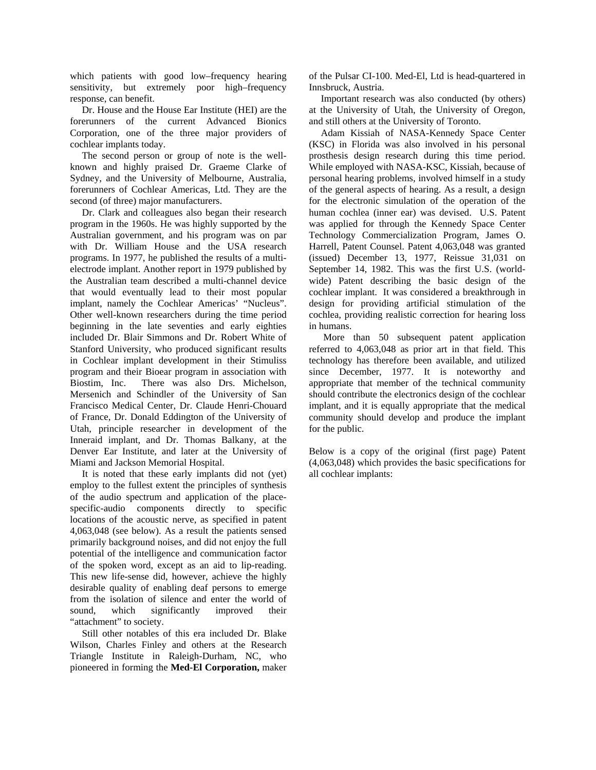which patients with good low–frequency hearing sensitivity, but extremely poor high–frequency response, can benefit.

Dr. House and the House Ear Institute (HEI) are the forerunners of the current Advanced Bionics Corporation, one of the three major providers of cochlear implants today.

The second person or group of note is the well-known and highly praised Dr. Graeme Clarke of Sydney, and the University of Melbourne, Australia, forerunners of Cochlear Americas, Ltd. They are the second (of three) major manufacturers.

Dr. Clark and colleagues also began their research program in the 1960s. He was highly supported by the Australian government, and his program was on par with Dr. William House and the USA research programs. In 1977, he published the results of a multi-electrode implant. Another report in 1979 published by the Australian team described a multi-channel device that would eventually lead to their most popular implant, namely the Cochlear Americas' "Nucleus". Other well-known researchers during the time period beginning in the late seventies and early eighties included Dr. Blair Simmons and Dr. Robert White of Stanford University, who produced significant results in Cochlear implant development in their Stimuliss program and their Bioear program in association with Biostim, Inc. There was also Drs. Michelson, Mersenich and Schindler of the University of San Francisco Medical Center, Dr. Claude Henri-Chouard of France, Dr. Donald Eddington of the University of Utah, principle researcher in development of the Inneraid implant, and Dr. Thomas Balkany, at the Denver Ear Institute, and later at the University of Miami and Jackson Memorial Hospital.

It is noted that these early implants did not (yet) employ to the fullest extent the principles of synthesis of the audio spectrum and application of the place-specific-audio components directly to specific locations of the acoustic nerve, as specified in patent 4,063,048 (see below). As a result the patients sensed primarily background noises, and did not enjoy the full potential of the intelligence and communication factor of the spoken word, except as an aid to lip-reading. This new life-sense did, however, achieve the highly desirable quality of enabling deaf persons to emerge from the isolation of silence and enter the world of sound, which significantly improved their "attachment" to society.

Still other notables of this era included Dr. Blake Wilson, Charles Finley and others at the Research Triangle Institute in Raleigh-Durham, NC, who pioneered in forming the **Med-El Corporation,** maker of the Pulsar CI-100. Med-El, Ltd is head-quartered in Innsbruck, Austria.

Important research was also conducted (by others) at the University of Utah, the University of Oregon, and still others at the University of Toronto.

Adam Kissiah of NASA-Kennedy Space Center (KSC) in Florida was also involved in his personal prosthesis design research during this time period. While employed with NASA-KSC, Kissiah, because of personal hearing problems, involved himself in a study of the general aspects of hearing. As a result, a design for the electronic simulation of the operation of the human cochlea (inner ear) was devised. U.S. Patent was applied for through the Kennedy Space Center Technology Commercialization Program, James O. Harrell, Patent Counsel. Patent 4,063,048 was granted (issued) December 13, 1977, Reissue 31,031 on September 14, 1982. This was the first U.S. (world-wide) Patent describing the basic design of the cochlear implant. It was considered a breakthrough in design for providing artificial stimulation of the cochlea, providing realistic correction for hearing loss in humans.

More than 50 subsequent patent application referred to 4,063,048 as prior art in that field. This technology has therefore been available, and utilized since December, 1977. It is noteworthy and appropriate that member of the technical community should contribute the electronics design of the cochlear implant, and it is equally appropriate that the medical community should develop and produce the implant for the public.

Below is a copy of the original (first page) Patent (4,063,048) which provides the basic specifications for all cochlear implants: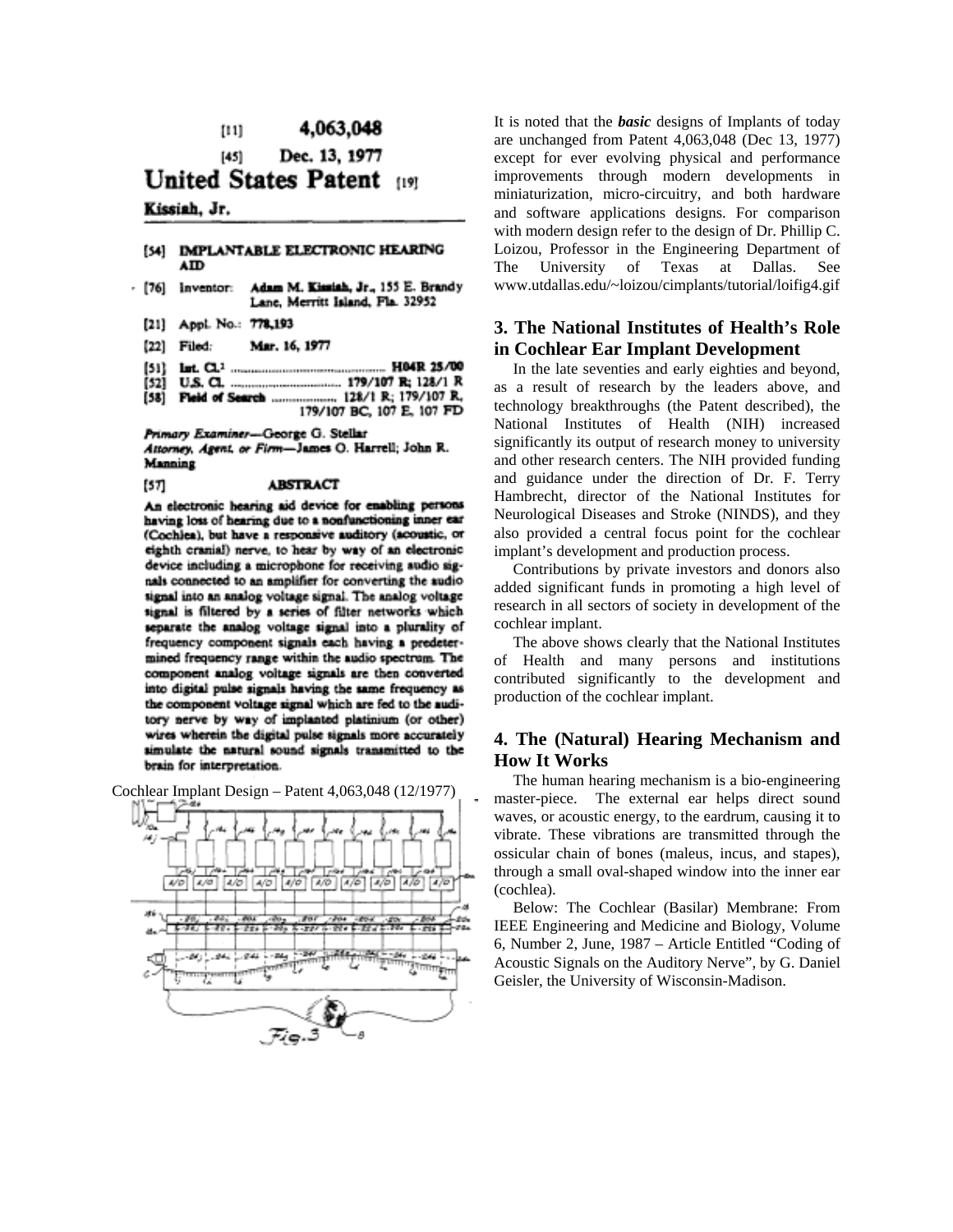[11] **4,063,048**

[45] **Dec. 13, 1977**

**United States Patent** [19]

**Kissiah, Jr.**

[54] **IMPLANTABLE ELECTRONIC HEARING AID**

[76] Inventor: **Adam M. Kissiah, Jr.,** 155 E. Brandy Lane, Merritt Island, Fla. 32952

[21] Appl. No.: **778,193**

[22] Filed: **Mar. 16, 1977**

[51] **Int. Cl.**² .................................................. **H04R 25/00**

[52] **U.S. Cl.** .................................. **179/107 R; 128/1 R**

[58] **Field of Search** .................... **128/1 R; 179/107 R, 179/107 BC, 107 E, 107 FD**

*Primary Examiner*—George G. Stellar
*Attorney, Agent, or Firm*—James O. Harrell; John R. Manning

[57] **ABSTRACT**

An electronic hearing aid device for enabling persons having loss of hearing due to a nonfunctioning inner ear (Cochlea), but have a responsive auditory (acoustic, or eighth cranial) nerve, to hear by way of an electronic device including a microphone for receiving audio signals connected to an amplifier for converting the audio signal into an analog voltage signal. The analog voltage signal is filtered by a series of filter networks which separate the analog voltage signal into a plurality of frequency component signals each having a predetermined frequency range within the audio spectrum. The component analog voltage signals are then converted into digital pulse signals having the same frequency as the component voltage signal which are fed to the auditory nerve by way of implanted platinium (or other) wires wherein the digital pulse signals more accurately simulate the natural sound signals transmitted to the brain for interpretation.

Cochlear Implant Design – Patent 4,063,048 (12/1977)

It is noted that the ***basic*** designs of Implants of today are unchanged from Patent 4,063,048 (Dec 13, 1977) except for ever evolving physical and performance improvements through modern developments in miniaturization, micro-circuitry, and both hardware and software applications designs. For comparison with modern design refer to the design of Dr. Phillip C. Loizou, Professor in the Engineering Department of The University of Texas at Dallas. See www.utdallas.edu/~loizou/cimplants/tutorial/loifig4.gif

## 3. The National Institutes of Health's Role in Cochlear Ear Implant Development

In the late seventies and early eighties and beyond, as a result of research by the leaders above, and technology breakthroughs (the Patent described), the National Institutes of Health (NIH) increased significantly its output of research money to university and other research centers. The NIH provided funding and guidance under the direction of Dr. F. Terry Hambrecht, director of the National Institutes for Neurological Diseases and Stroke (NINDS), and they also provided a central focus point for the cochlear implant's development and production process.

Contributions by private investors and donors also added significant funds in promoting a high level of research in all sectors of society in development of the cochlear implant.

The above shows clearly that the National Institutes of Health and many persons and institutions contributed significantly to the development and production of the cochlear implant.

## 4. The (Natural) Hearing Mechanism and How It Works

The human hearing mechanism is a bio-engineering master-piece. The external ear helps direct sound waves, or acoustic energy, to the eardrum, causing it to vibrate. These vibrations are transmitted through the ossicular chain of bones (maleus, incus, and stapes), through a small oval-shaped window into the inner ear (cochlea).

Below: The Cochlear (Basilar) Membrane: From IEEE Engineering and Medicine and Biology, Volume 6, Number 2, June, 1987 – Article Entitled "Coding of Acoustic Signals on the Auditory Nerve", by G. Daniel Geisler, the University of Wisconsin-Madison.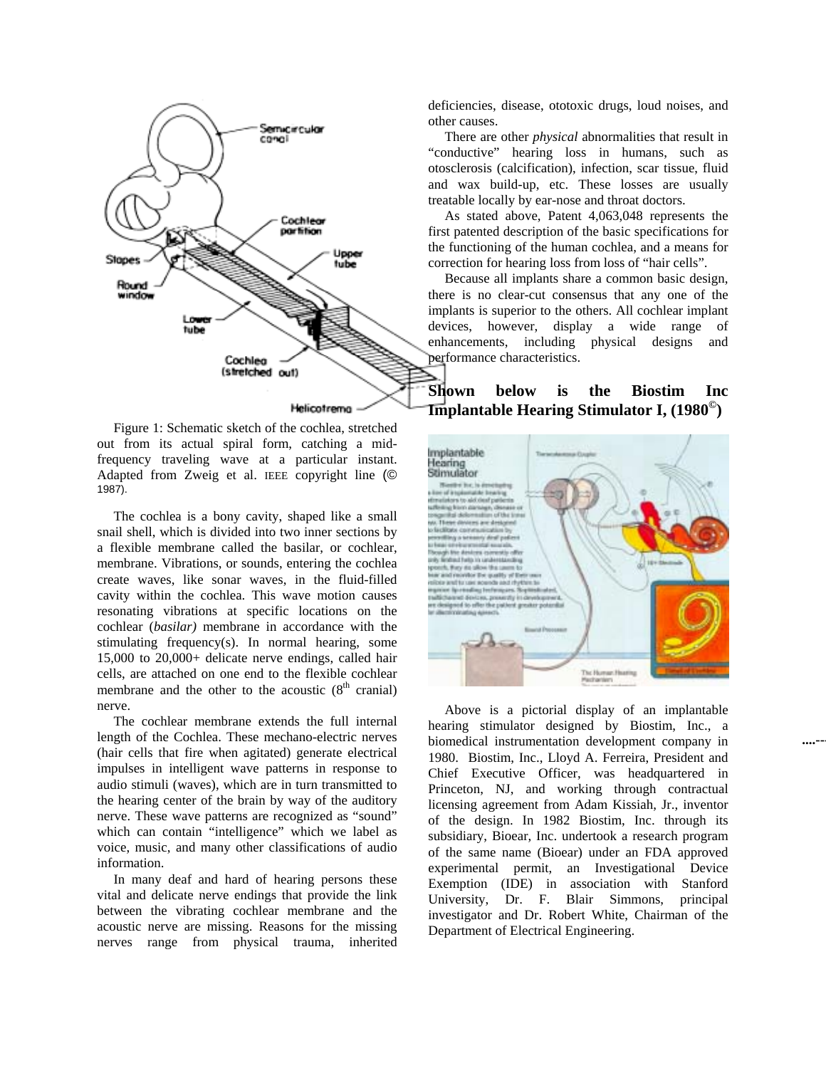Figure 1: Schematic sketch of the cochlea, stretched out from its actual spiral form, catching a mid-frequency traveling wave at a particular instant. Adapted from Zweig et al. IEEE copyright line (© 1987).

The cochlea is a bony cavity, shaped like a small snail shell, which is divided into two inner sections by a flexible membrane called the basilar, or cochlear, membrane. Vibrations, or sounds, entering the cochlea create waves, like sonar waves, in the fluid-filled cavity within the cochlea. This wave motion causes resonating vibrations at specific locations on the cochlear (*basilar)* membrane in accordance with the stimulating frequency(s). In normal hearing, some 15,000 to 20,000+ delicate nerve endings, called hair cells, are attached on one end to the flexible cochlear membrane and the other to the acoustic (8th cranial) nerve.

The cochlear membrane extends the full internal length of the Cochlea. These mechano-electric nerves (hair cells that fire when agitated) generate electrical impulses in intelligent wave patterns in response to audio stimuli (waves), which are in turn transmitted to the hearing center of the brain by way of the auditory nerve. These wave patterns are recognized as "sound" which can contain "intelligence" which we label as voice, music, and many other classifications of audio information.

In many deaf and hard of hearing persons these vital and delicate nerve endings that provide the link between the vibrating cochlear membrane and the acoustic nerve are missing. Reasons for the missing nerves range from physical trauma, inherited deficiencies, disease, ototoxic drugs, loud noises, and other causes.

There are other *physical* abnormalities that result in "conductive" hearing loss in humans, such as otosclerosis (calcification), infection, scar tissue, fluid and wax build-up, etc. These losses are usually treatable locally by ear-nose and throat doctors.

As stated above, Patent 4,063,048 represents the first patented description of the basic specifications for the functioning of the human cochlea, and a means for correction for hearing loss from loss of "hair cells".

Because all implants share a common basic design, there is no clear-cut consensus that any one of the implants is superior to the others. All cochlear implant devices, however, display a wide range of enhancements, including physical designs and performance characteristics.

## Shown below is the Biostim Inc Implantable Hearing Stimulator I, (1980©)

Above is a pictorial display of an implantable hearing stimulator designed by Biostim, Inc., a biomedical instrumentation development company in 1980. Biostim, Inc., Lloyd A. Ferreira, President and Chief Executive Officer, was headquartered in Princeton, NJ, and working through contractual licensing agreement from Adam Kissiah, Jr., inventor of the design. In 1982 Biostim, Inc. through its subsidiary, Bioear, Inc. undertook a research program of the same name (Bioear) under an FDA approved experimental permit, an Investigational Device Exemption (IDE) in association with Stanford University, Dr. F. Blair Simmons, principal investigator and Dr. Robert White, Chairman of the Department of Electrical Engineering.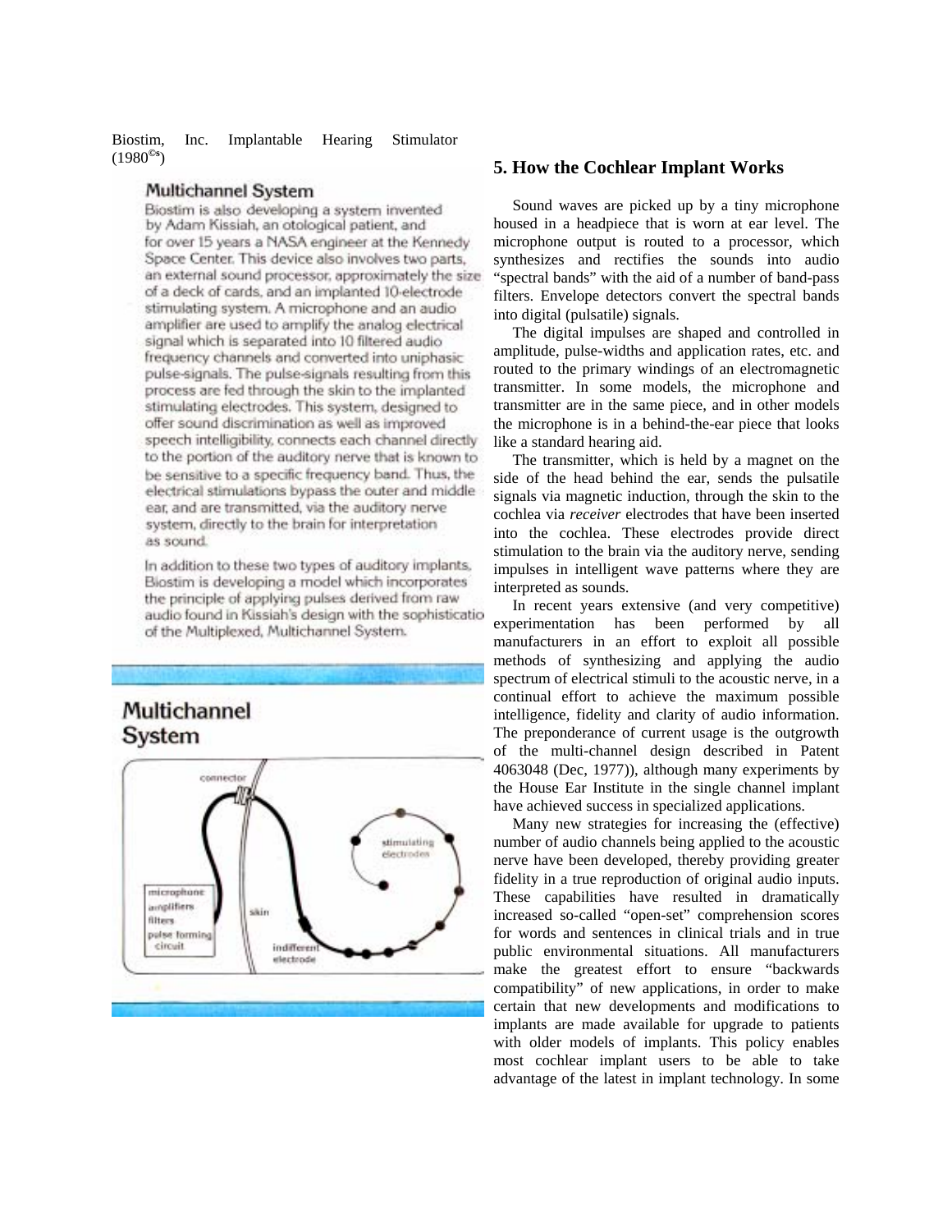Biostim, Inc. Implantable Hearing Stimulator (1980©s)

### Multichannel System

Biostim is also developing a system invented by Adam Kissiah, an otological patient, and for over 15 years a NASA engineer at the Kennedy Space Center. This device also involves two parts, an external sound processor, approximately the size of a deck of cards, and an implanted 10-electrode stimulating system. A microphone and an audio amplifier are used to amplify the analog electrical signal which is separated into 10 filtered audio frequency channels and converted into uniphasic pulse-signals. The pulse-signals resulting from this process are fed through the skin to the implanted stimulating electrodes. This system, designed to offer sound discrimination as well as improved speech intelligibility, connects each channel directly to the portion of the auditory nerve that is known to be sensitive to a specific frequency band. Thus, the electrical stimulations bypass the outer and middle ear, and are transmitted, via the auditory nerve system, directly to the brain for interpretation as sound.

In addition to these two types of auditory implants, Biostim is developing a model which incorporates the principle of applying pulses derived from raw audio found in Kissiah's design with the sophisticatio of the Multiplexed, Multichannel System.

### Multichannel System

connector

stimulating electrodes

microphone
amplifiers
filters
pulse forming circuit

skin

indifferent electrode

## 5. How the Cochlear Implant Works

Sound waves are picked up by a tiny microphone housed in a headpiece that is worn at ear level. The microphone output is routed to a processor, which synthesizes and rectifies the sounds into audio "spectral bands" with the aid of a number of band-pass filters. Envelope detectors convert the spectral bands into digital (pulsatile) signals.

The digital impulses are shaped and controlled in amplitude, pulse-widths and application rates, etc. and routed to the primary windings of an electromagnetic transmitter. In some models, the microphone and transmitter are in the same piece, and in other models the microphone is in a behind-the-ear piece that looks like a standard hearing aid.

The transmitter, which is held by a magnet on the side of the head behind the ear, sends the pulsatile signals via magnetic induction, through the skin to the cochlea via *receiver* electrodes that have been inserted into the cochlea. These electrodes provide direct stimulation to the brain via the auditory nerve, sending impulses in intelligent wave patterns where they are interpreted as sounds.

In recent years extensive (and very competitive) experimentation has been performed by all manufacturers in an effort to exploit all possible methods of synthesizing and applying the audio spectrum of electrical stimuli to the acoustic nerve, in a continual effort to achieve the maximum possible intelligence, fidelity and clarity of audio information. The preponderance of current usage is the outgrowth of the multi-channel design described in Patent 4063048 (Dec, 1977)), although many experiments by the House Ear Institute in the single channel implant have achieved success in specialized applications.

Many new strategies for increasing the (effective) number of audio channels being applied to the acoustic nerve have been developed, thereby providing greater fidelity in a true reproduction of original audio inputs. These capabilities have resulted in dramatically increased so-called "open-set" comprehension scores for words and sentences in clinical trials and in true public environmental situations. All manufacturers make the greatest effort to ensure "backwards compatibility" of new applications, in order to make certain that new developments and modifications to implants are made available for upgrade to patients with older models of implants. This policy enables most cochlear implant users to be able to take advantage of the latest in implant technology. In some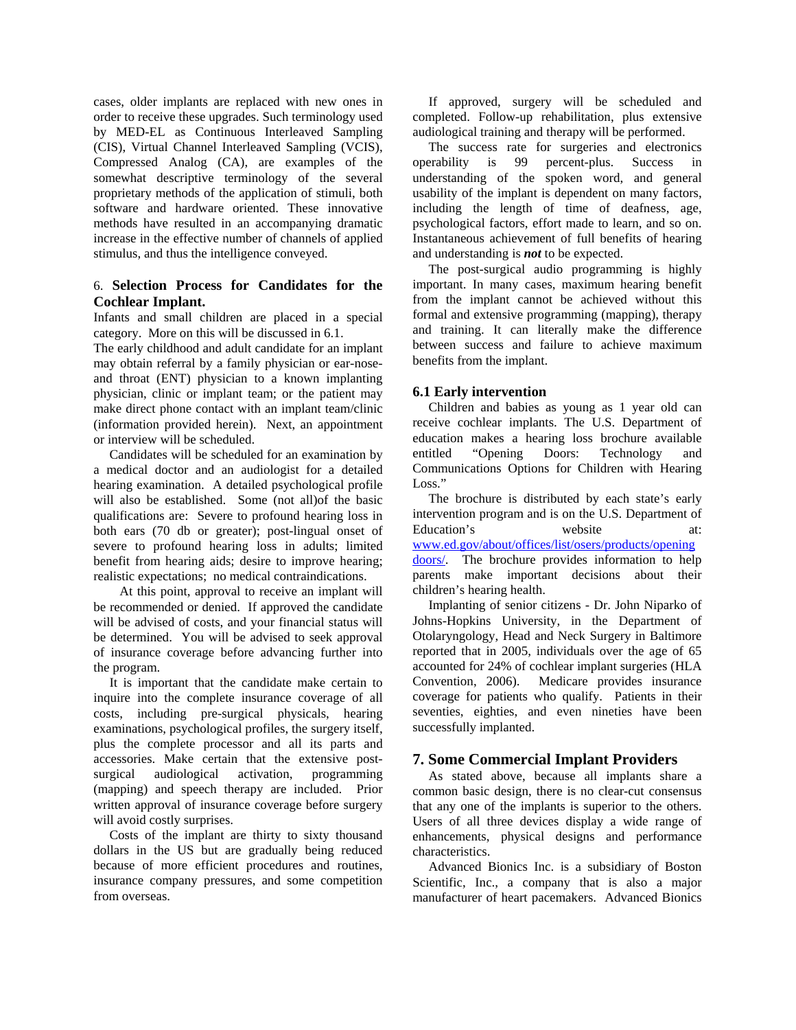cases, older implants are replaced with new ones in order to receive these upgrades. Such terminology used by MED-EL as Continuous Interleaved Sampling (CIS), Virtual Channel Interleaved Sampling (VCIS), Compressed Analog (CA), are examples of the somewhat descriptive terminology of the several proprietary methods of the application of stimuli, both software and hardware oriented. These innovative methods have resulted in an accompanying dramatic increase in the effective number of channels of applied stimulus, and thus the intelligence conveyed.

## 6. Selection Process for Candidates for the Cochlear Implant.

Infants and small children are placed in a special category. More on this will be discussed in 6.1.

The early childhood and adult candidate for an implant may obtain referral by a family physician or ear-nose-and throat (ENT) physician to a known implanting physician, clinic or implant team; or the patient may make direct phone contact with an implant team/clinic (information provided herein). Next, an appointment or interview will be scheduled.

Candidates will be scheduled for an examination by a medical doctor and an audiologist for a detailed hearing examination. A detailed psychological profile will also be established. Some (not all)of the basic qualifications are: Severe to profound hearing loss in both ears (70 db or greater); post-lingual onset of severe to profound hearing loss in adults; limited benefit from hearing aids; desire to improve hearing; realistic expectations; no medical contraindications.

At this point, approval to receive an implant will be recommended or denied. If approved the candidate will be advised of costs, and your financial status will be determined. You will be advised to seek approval of insurance coverage before advancing further into the program.

It is important that the candidate make certain to inquire into the complete insurance coverage of all costs, including pre-surgical physicals, hearing examinations, psychological profiles, the surgery itself, plus the complete processor and all its parts and accessories. Make certain that the extensive post-surgical audiological activation, programming (mapping) and speech therapy are included. Prior written approval of insurance coverage before surgery will avoid costly surprises.

Costs of the implant are thirty to sixty thousand dollars in the US but are gradually being reduced because of more efficient procedures and routines, insurance company pressures, and some competition from overseas.

If approved, surgery will be scheduled and completed. Follow-up rehabilitation, plus extensive audiological training and therapy will be performed.

The success rate for surgeries and electronics operability is 99 percent-plus. Success in understanding of the spoken word, and general usability of the implant is dependent on many factors, including the length of time of deafness, age, psychological factors, effort made to learn, and so on. Instantaneous achievement of full benefits of hearing and understanding is ***not*** to be expected.

The post-surgical audio programming is highly important. In many cases, maximum hearing benefit from the implant cannot be achieved without this formal and extensive programming (mapping), therapy and training. It can literally make the difference between success and failure to achieve maximum benefits from the implant.

### 6.1 Early intervention

Children and babies as young as 1 year old can receive cochlear implants. The U.S. Department of education makes a hearing loss brochure available entitled "Opening Doors: Technology and Communications Options for Children with Hearing Loss."

The brochure is distributed by each state's early intervention program and is on the U.S. Department of Education's website at: www.ed.gov/about/offices/list/osers/products/opening doors/. The brochure provides information to help parents make important decisions about their children's hearing health.

Implanting of senior citizens - Dr. John Niparko of Johns-Hopkins University, in the Department of Otolaryngology, Head and Neck Surgery in Baltimore reported that in 2005, individuals over the age of 65 accounted for 24% of cochlear implant surgeries (HLA Convention, 2006). Medicare provides insurance coverage for patients who qualify. Patients in their seventies, eighties, and even nineties have been successfully implanted.

## 7. Some Commercial Implant Providers

As stated above, because all implants share a common basic design, there is no clear-cut consensus that any one of the implants is superior to the others. Users of all three devices display a wide range of enhancements, physical designs and performance characteristics.

Advanced Bionics Inc. is a subsidiary of Boston Scientific, Inc., a company that is also a major manufacturer of heart pacemakers. Advanced Bionics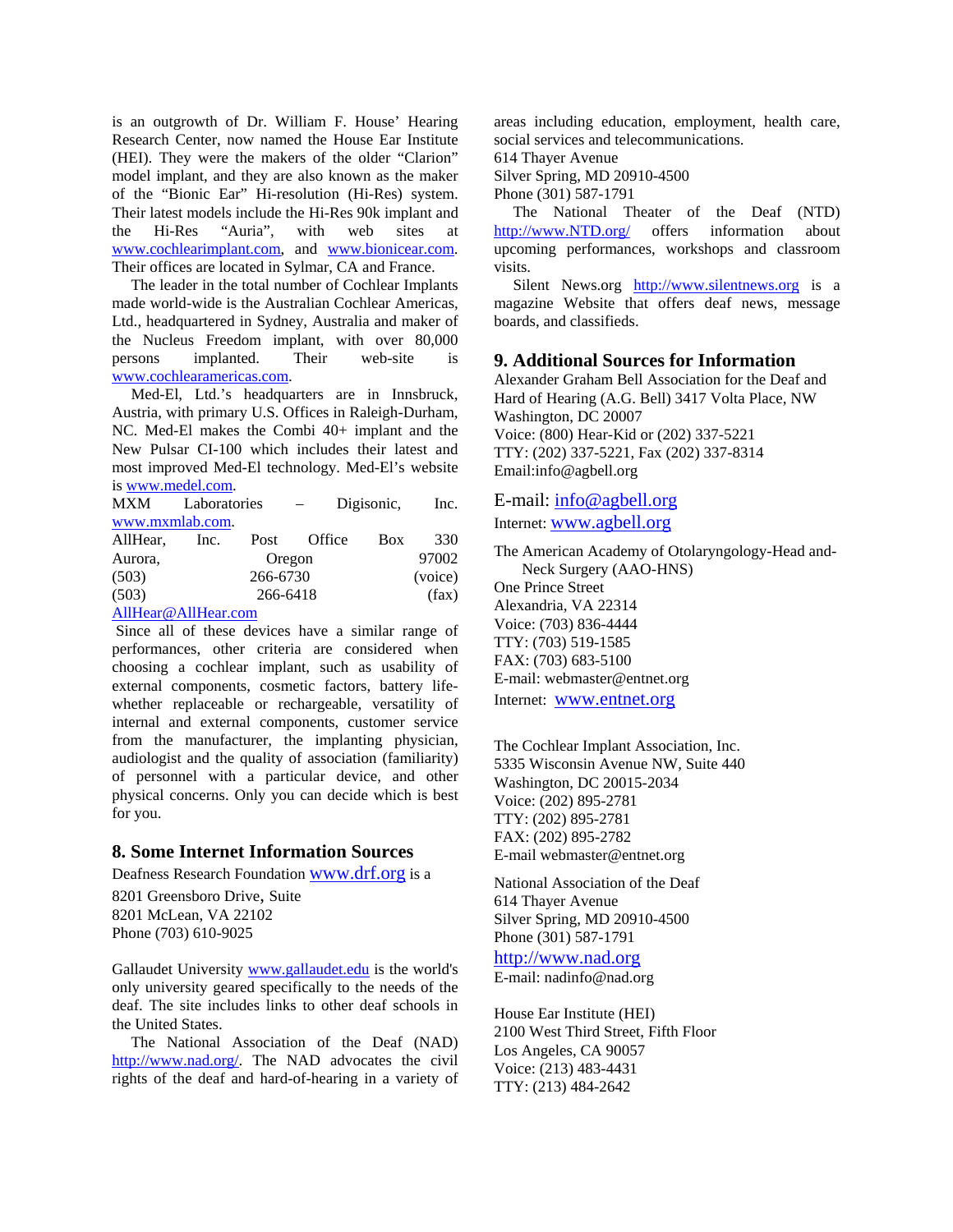is an outgrowth of Dr. William F. House' Hearing Research Center, now named the House Ear Institute (HEI). They were the makers of the older "Clarion" model implant, and they are also known as the maker of the "Bionic Ear" Hi-resolution (Hi-Res) system. Their latest models include the Hi-Res 90k implant and the Hi-Res "Auria", with web sites at www.cochlearimplant.com, and www.bionicear.com. Their offices are located in Sylmar, CA and France.

The leader in the total number of Cochlear Implants made world-wide is the Australian Cochlear Americas, Ltd., headquartered in Sydney, Australia and maker of the Nucleus Freedom implant, with over 80,000 persons implanted. Their web-site is www.cochlearamericas.com.

Med-El, Ltd.'s headquarters are in Innsbruck, Austria, with primary U.S. Offices in Raleigh-Durham, NC. Med-El makes the Combi 40+ implant and the New Pulsar CI-100 which includes their latest and most improved Med-El technology. Med-El's website is www.medel.com.

MXM Laboratories – Digisonic, Inc. www.mxmlab.com.

AllHear, Inc. Post Office Box 330
Aurora, Oregon 97002
(503) 266-6730 (voice)
(503) 266-6418 (fax)
AllHear@AllHear.com

Since all of these devices have a similar range of performances, other criteria are considered when choosing a cochlear implant, such as usability of external components, cosmetic factors, battery life-whether replaceable or rechargeable, versatility of internal and external components, customer service from the manufacturer, the implanting physician, audiologist and the quality of association (familiarity) of personnel with a particular device, and other physical concerns. Only you can decide which is best for you.

## 8. Some Internet Information Sources

Deafness Research Foundation www.drf.org is a
8201 Greensboro Drive, Suite
8201 McLean, VA 22102
Phone (703) 610-9025

Gallaudet University www.gallaudet.edu is the world's only university geared specifically to the needs of the deaf. The site includes links to other deaf schools in the United States.

The National Association of the Deaf (NAD) http://www.nad.org/. The NAD advocates the civil rights of the deaf and hard-of-hearing in a variety of areas including education, employment, health care, social services and telecommunications.
614 Thayer Avenue
Silver Spring, MD 20910-4500
Phone (301) 587-1791

The National Theater of the Deaf (NTD) http://www.NTD.org/ offers information about upcoming performances, workshops and classroom visits.

Silent News.org http://www.silentnews.org is a magazine Website that offers deaf news, message boards, and classifieds.

## 9. Additional Sources for Information

Alexander Graham Bell Association for the Deaf and Hard of Hearing (A.G. Bell) 3417 Volta Place, NW
Washington, DC 20007
Voice: (800) Hear-Kid or (202) 337-5221
TTY: (202) 337-5221, Fax (202) 337-8314
Email:info@agbell.org

E-mail: info@agbell.org
Internet: www.agbell.org

The American Academy of Otolaryngology-Head and-Neck Surgery (AAO-HNS)
One Prince Street
Alexandria, VA 22314
Voice: (703) 836-4444
TTY: (703) 519-1585
FAX: (703) 683-5100
E-mail: webmaster@entnet.org
Internet: www.entnet.org

The Cochlear Implant Association, Inc.
5335 Wisconsin Avenue NW, Suite 440
Washington, DC 20015-2034
Voice: (202) 895-2781
TTY: (202) 895-2781
FAX: (202) 895-2782
E-mail webmaster@entnet.org

National Association of the Deaf
614 Thayer Avenue
Silver Spring, MD 20910-4500
Phone (301) 587-1791
http://www.nad.org
E-mail: nadinfo@nad.org

House Ear Institute (HEI)
2100 West Third Street, Fifth Floor
Los Angeles, CA 90057
Voice: (213) 483-4431
TTY: (213) 484-2642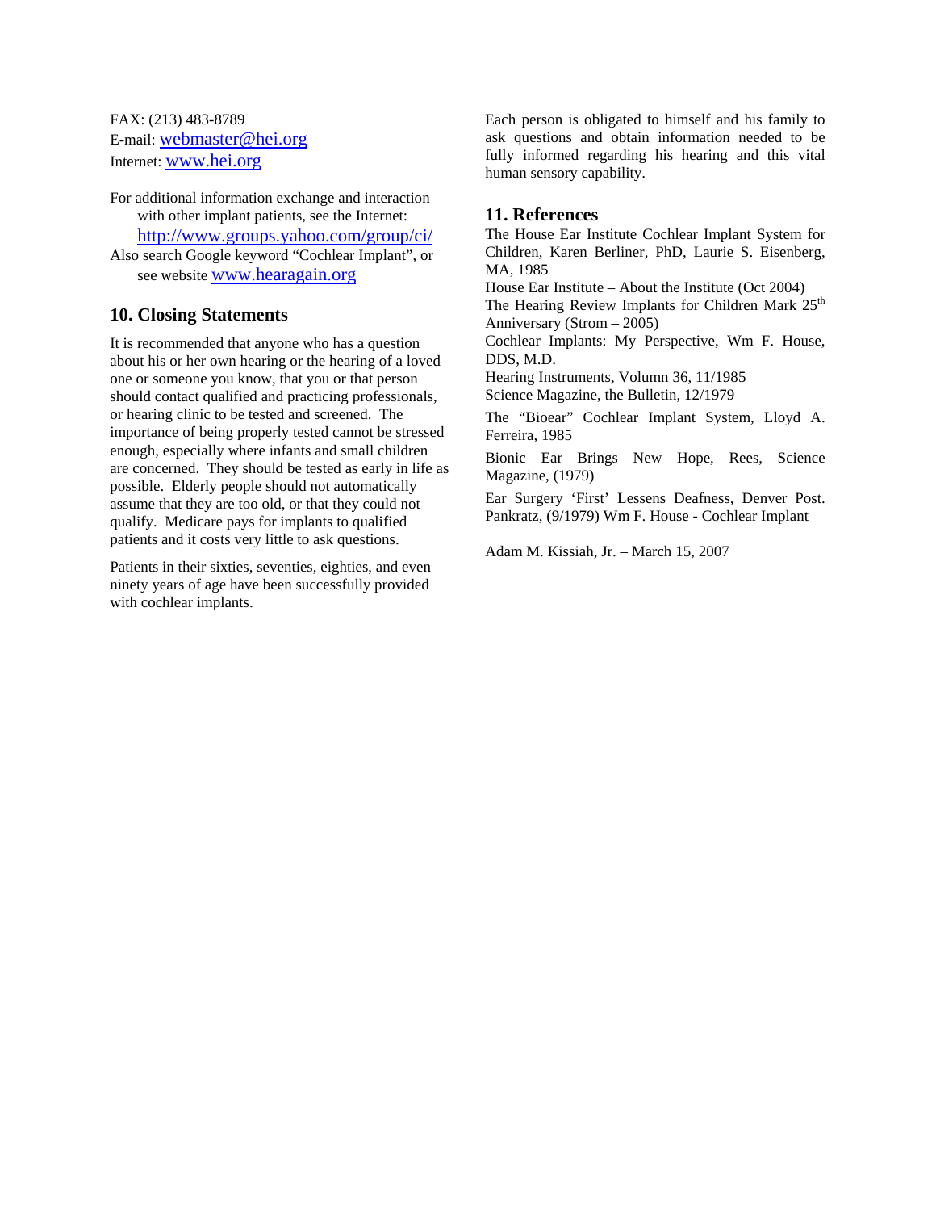FAX: (213) 483-8789
E-mail: webmaster@hei.org
Internet: www.hei.org

For additional information exchange and interaction with other implant patients, see the Internet: http://www.groups.yahoo.com/group/ci/
Also search Google keyword "Cochlear Implant", or see website www.hearagain.org

## 10. Closing Statements

It is recommended that anyone who has a question about his or her own hearing or the hearing of a loved one or someone you know, that you or that person should contact qualified and practicing professionals, or hearing clinic to be tested and screened. The importance of being properly tested cannot be stressed enough, especially where infants and small children are concerned. They should be tested as early in life as possible. Elderly people should not automatically assume that they are too old, or that they could not qualify. Medicare pays for implants to qualified patients and it costs very little to ask questions.

Patients in their sixties, seventies, eighties, and even ninety years of age have been successfully provided with cochlear implants.

Each person is obligated to himself and his family to ask questions and obtain information needed to be fully informed regarding his hearing and this vital human sensory capability.

## 11. References

The House Ear Institute Cochlear Implant System for Children, Karen Berliner, PhD, Laurie S. Eisenberg, MA, 1985
House Ear Institute – About the Institute (Oct 2004)
The Hearing Review Implants for Children Mark 25th Anniversary (Strom – 2005)
Cochlear Implants: My Perspective, Wm F. House, DDS, M.D.
Hearing Instruments, Volumn 36, 11/1985
Science Magazine, the Bulletin, 12/1979

The "Bioear" Cochlear Implant System, Lloyd A. Ferreira, 1985

Bionic Ear Brings New Hope, Rees, Science Magazine, (1979)

Ear Surgery 'First' Lessens Deafness, Denver Post. Pankratz, (9/1979) Wm F. House - Cochlear Implant

Adam M. Kissiah, Jr. – March 15, 2007